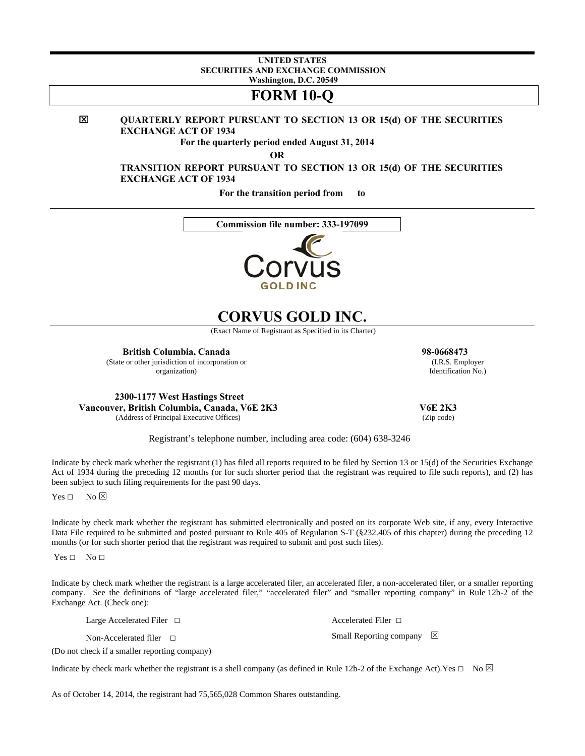**UNITED STATES**
**SECURITIES AND EXCHANGE COMMISSION**
**Washington, D.C. 20549**

# FORM 10-Q

☒ **QUARTERLY REPORT PURSUANT TO SECTION 13 OR 15(d) OF THE SECURITIES EXCHANGE ACT OF 1934**

**For the quarterly period ended August 31, 2014**

**OR**

**TRANSITION REPORT PURSUANT TO SECTION 13 OR 15(d) OF THE SECURITIES EXCHANGE ACT OF 1934**

**For the transition period from to**

**Commission file number: 333-197099**

# CORVUS GOLD INC.

(Exact Name of Registrant as Specified in its Charter)

| **British Columbia, Canada** | **98-0668473** |
|---|---|
| (State or other jurisdiction of incorporation or organization) | (I.R.S. Employer Identification No.) |
| **2300-1177 West Hastings Street Vancouver, British Columbia, Canada, V6E 2K3** | **V6E 2K3** |
| (Address of Principal Executive Offices) | (Zip code) |

Registrant's telephone number, including area code: (604) 638-3246

Indicate by check mark whether the registrant (1) has filed all reports required to be filed by Section 13 or 15(d) of the Securities Exchange Act of 1934 during the preceding 12 months (or for such shorter period that the registrant was required to file such reports), and (2) has been subject to such filing requirements for the past 90 days.

Yes ☐ No ☒

Indicate by check mark whether the registrant has submitted electronically and posted on its corporate Web site, if any, every Interactive Data File required to be submitted and posted pursuant to Rule 405 of Regulation S-T (§232.405 of this chapter) during the preceding 12 months (or for such shorter period that the registrant was required to submit and post such files).

Yes ☐ No ☐

Indicate by check mark whether the registrant is a large accelerated filer, an accelerated filer, a non-accelerated filer, or a smaller reporting company. See the definitions of "large accelerated filer," "accelerated filer" and "smaller reporting company" in Rule 12b-2 of the Exchange Act. (Check one):

| | |
|---|---|
| Large Accelerated Filer ☐ | Accelerated Filer ☐ |
| Non-Accelerated filer ☐ | Small Reporting company ☒ |

(Do not check if a smaller reporting company)

Indicate by check mark whether the registrant is a shell company (as defined in Rule 12b-2 of the Exchange Act).Yes ☐ No ☒

As of October 14, 2014, the registrant had 75,565,028 Common Shares outstanding.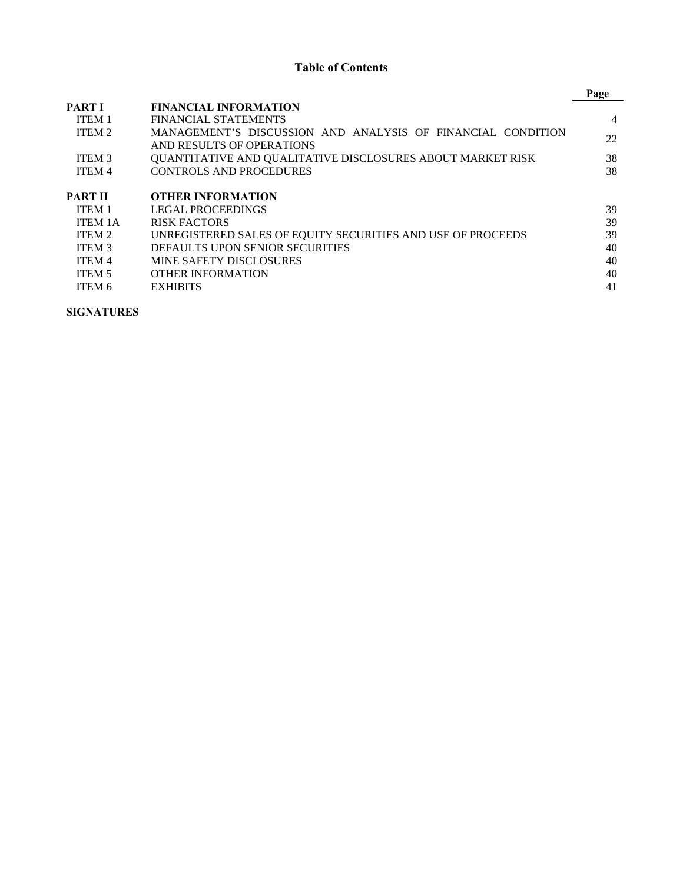# Table of Contents

| | | Page |
|---|---|---|
| **PART I** | **FINANCIAL INFORMATION** | |
| ITEM 1 | FINANCIAL STATEMENTS | 4 |
| ITEM 2 | MANAGEMENT'S DISCUSSION AND ANALYSIS OF FINANCIAL CONDITION AND RESULTS OF OPERATIONS | 22 |
| ITEM 3 | QUANTITATIVE AND QUALITATIVE DISCLOSURES ABOUT MARKET RISK | 38 |
| ITEM 4 | CONTROLS AND PROCEDURES | 38 |
| **PART II** | **OTHER INFORMATION** | |
| ITEM 1 | LEGAL PROCEEDINGS | 39 |
| ITEM 1A | RISK FACTORS | 39 |
| ITEM 2 | UNREGISTERED SALES OF EQUITY SECURITIES AND USE OF PROCEEDS | 39 |
| ITEM 3 | DEFAULTS UPON SENIOR SECURITIES | 40 |
| ITEM 4 | MINE SAFETY DISCLOSURES | 40 |
| ITEM 5 | OTHER INFORMATION | 40 |
| ITEM 6 | EXHIBITS | 41 |

**SIGNATURES**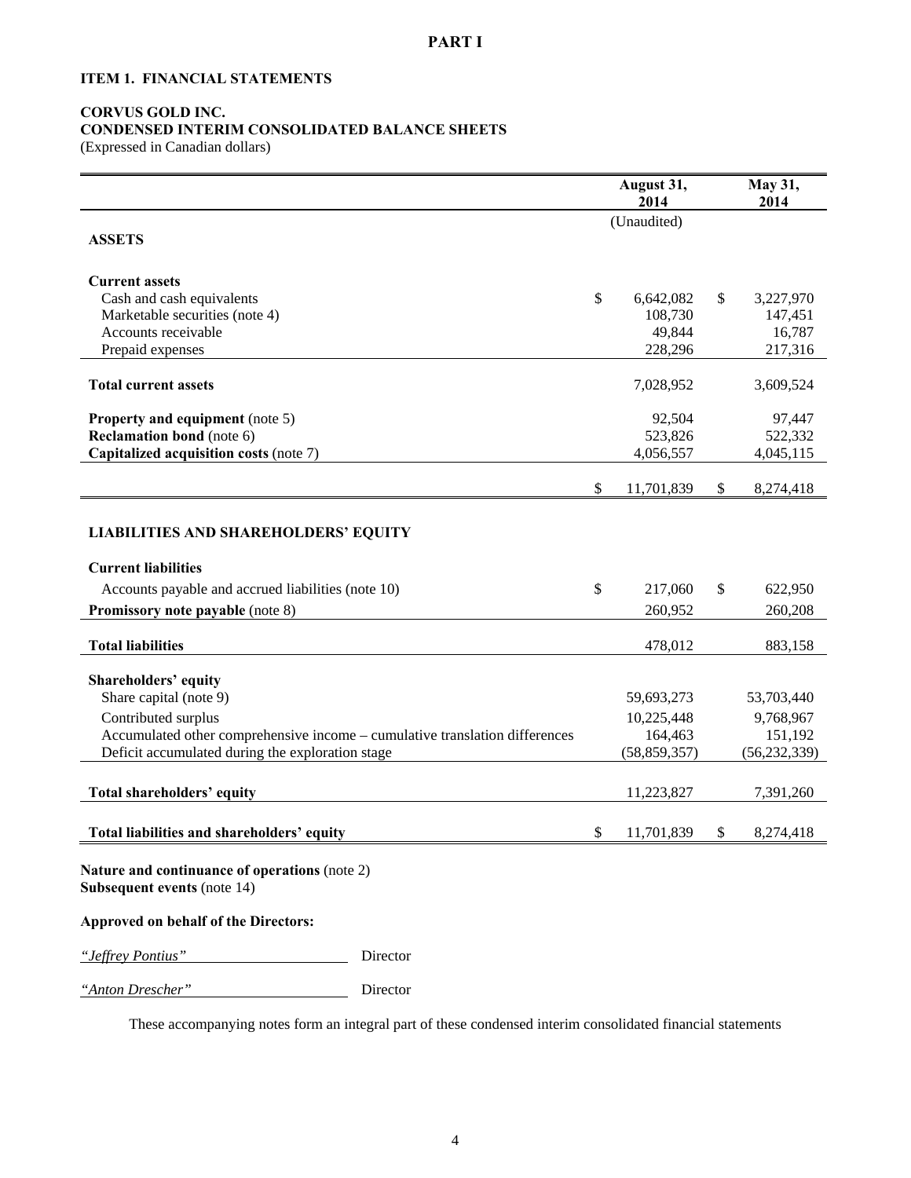# PART I

## ITEM 1. FINANCIAL STATEMENTS

**CORVUS GOLD INC.**
**CONDENSED INTERIM CONSOLIDATED BALANCE SHEETS**
(Expressed in Canadian dollars)

| | August 31, 2014 | May 31, 2014 |
|---|---|---|
| | (Unaudited) | |
| **ASSETS** | | |
| **Current assets** | | |
| Cash and cash equivalents | $ 6,642,082 | $ 3,227,970 |
| Marketable securities (note 4) | 108,730 | 147,451 |
| Accounts receivable | 49,844 | 16,787 |
| Prepaid expenses | 228,296 | 217,316 |
| **Total current assets** | 7,028,952 | 3,609,524 |
| **Property and equipment** (note 5) | 92,504 | 97,447 |
| **Reclamation bond** (note 6) | 523,826 | 522,332 |
| **Capitalized acquisition costs** (note 7) | 4,056,557 | 4,045,115 |
| | $ 11,701,839 | $ 8,274,418 |
| **LIABILITIES AND SHAREHOLDERS' EQUITY** | | |
| **Current liabilities** | | |
| Accounts payable and accrued liabilities (note 10) | $ 217,060 | $ 622,950 |
| **Promissory note payable** (note 8) | 260,952 | 260,208 |
| **Total liabilities** | 478,012 | 883,158 |
| **Shareholders' equity** | | |
| Share capital (note 9) | 59,693,273 | 53,703,440 |
| Contributed surplus | 10,225,448 | 9,768,967 |
| Accumulated other comprehensive income – cumulative translation differences | 164,463 | 151,192 |
| Deficit accumulated during the exploration stage | (58,859,357) | (56,232,339) |
| **Total shareholders' equity** | 11,223,827 | 7,391,260 |
| **Total liabilities and shareholders' equity** | $ 11,701,839 | $ 8,274,418 |

**Nature and continuance of operations** (note 2)
**Subsequent events** (note 14)

**Approved on behalf of the Directors:**

*"Jeffrey Pontius"* Director

*"Anton Drescher"* Director

These accompanying notes form an integral part of these condensed interim consolidated financial statements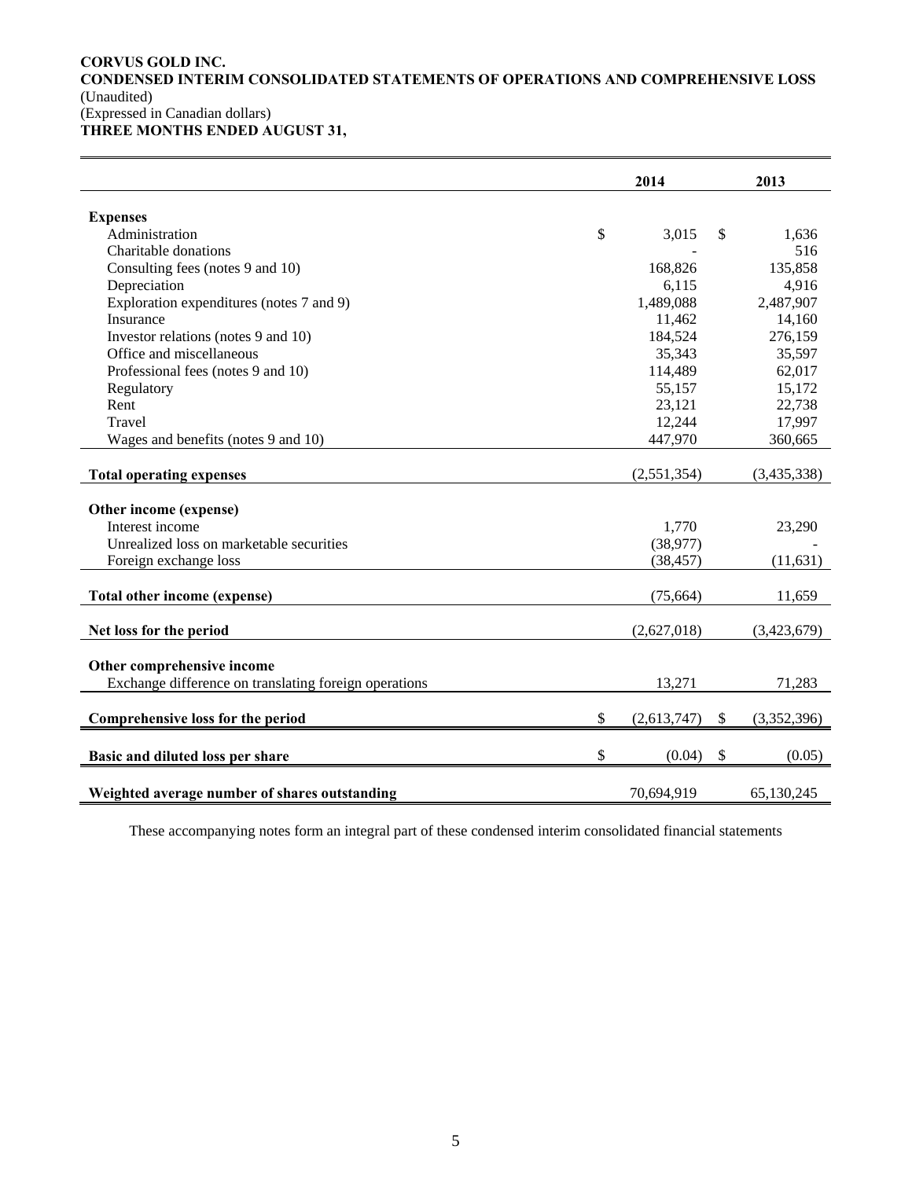**CORVUS GOLD INC.**
**CONDENSED INTERIM CONSOLIDATED STATEMENTS OF OPERATIONS AND COMPREHENSIVE LOSS**
(Unaudited)
(Expressed in Canadian dollars)
**THREE MONTHS ENDED AUGUST 31,**

| | 2014 | 2013 |
|---|---|---|
| **Expenses** | | |
| Administration | $ 3,015 | $ 1,636 |
| Charitable donations | - | 516 |
| Consulting fees (notes 9 and 10) | 168,826 | 135,858 |
| Depreciation | 6,115 | 4,916 |
| Exploration expenditures (notes 7 and 9) | 1,489,088 | 2,487,907 |
| Insurance | 11,462 | 14,160 |
| Investor relations (notes 9 and 10) | 184,524 | 276,159 |
| Office and miscellaneous | 35,343 | 35,597 |
| Professional fees (notes 9 and 10) | 114,489 | 62,017 |
| Regulatory | 55,157 | 15,172 |
| Rent | 23,121 | 22,738 |
| Travel | 12,244 | 17,997 |
| Wages and benefits (notes 9 and 10) | 447,970 | 360,665 |
| **Total operating expenses** | (2,551,354) | (3,435,338) |
| **Other income (expense)** | | |
| Interest income | 1,770 | 23,290 |
| Unrealized loss on marketable securities | (38,977) | - |
| Foreign exchange loss | (38,457) | (11,631) |
| **Total other income (expense)** | (75,664) | 11,659 |
| **Net loss for the period** | (2,627,018) | (3,423,679) |
| **Other comprehensive income** | | |
| Exchange difference on translating foreign operations | 13,271 | 71,283 |
| **Comprehensive loss for the period** | $ (2,613,747) | $ (3,352,396) |
| **Basic and diluted loss per share** | $ (0.04) | $ (0.05) |
| **Weighted average number of shares outstanding** | 70,694,919 | 65,130,245 |

These accompanying notes form an integral part of these condensed interim consolidated financial statements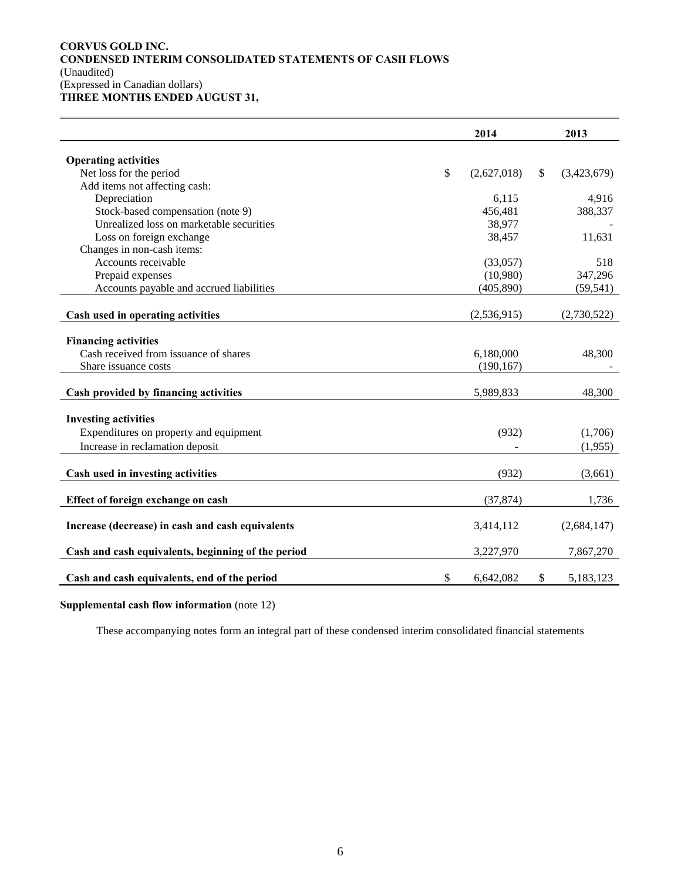**CORVUS GOLD INC.**
**CONDENSED INTERIM CONSOLIDATED STATEMENTS OF CASH FLOWS**
(Unaudited)
(Expressed in Canadian dollars)
**THREE MONTHS ENDED AUGUST 31,**

| | 2014 | 2013 |
|---|---|---|
| **Operating activities** | | |
| Net loss for the period | $ (2,627,018) | $ (3,423,679) |
| Add items not affecting cash: | | |
| Depreciation | 6,115 | 4,916 |
| Stock-based compensation (note 9) | 456,481 | 388,337 |
| Unrealized loss on marketable securities | 38,977 | - |
| Loss on foreign exchange | 38,457 | 11,631 |
| Changes in non-cash items: | | |
| Accounts receivable | (33,057) | 518 |
| Prepaid expenses | (10,980) | 347,296 |
| Accounts payable and accrued liabilities | (405,890) | (59,541) |
| **Cash used in operating activities** | (2,536,915) | (2,730,522) |
| **Financing activities** | | |
| Cash received from issuance of shares | 6,180,000 | 48,300 |
| Share issuance costs | (190,167) | - |
| **Cash provided by financing activities** | 5,989,833 | 48,300 |
| **Investing activities** | | |
| Expenditures on property and equipment | (932) | (1,706) |
| Increase in reclamation deposit | - | (1,955) |
| **Cash used in investing activities** | (932) | (3,661) |
| **Effect of foreign exchange on cash** | (37,874) | 1,736 |
| **Increase (decrease) in cash and cash equivalents** | 3,414,112 | (2,684,147) |
| **Cash and cash equivalents, beginning of the period** | 3,227,970 | 7,867,270 |
| **Cash and cash equivalents, end of the period** | $ 6,642,082 | $ 5,183,123 |

**Supplemental cash flow information** (note 12)

These accompanying notes form an integral part of these condensed interim consolidated financial statements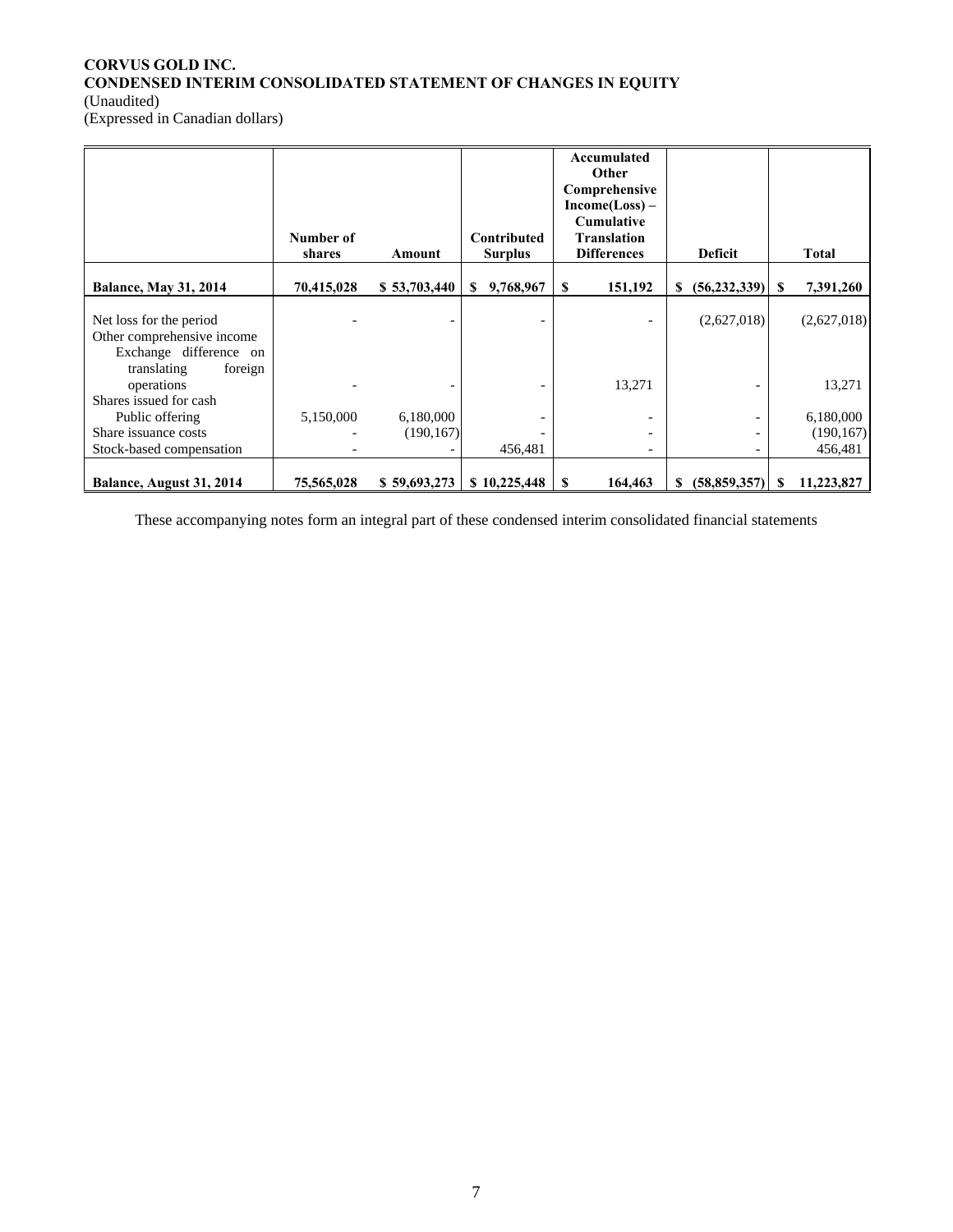**CORVUS GOLD INC.**
**CONDENSED INTERIM CONSOLIDATED STATEMENT OF CHANGES IN EQUITY**
(Unaudited)
(Expressed in Canadian dollars)

| | Number of shares | Amount | Contributed Surplus | Accumulated Other Comprehensive Income(Loss) – Cumulative Translation Differences | Deficit | Total |
|---|---|---|---|---|---|---|
| **Balance, May 31, 2014** | **70,415,028** | **$ 53,703,440** | **$ 9,768,967** | **$ 151,192** | **$ (56,232,339)** | **$ 7,391,260** |
| Net loss for the period | - | - | - | - | (2,627,018) | (2,627,018) |
| Other comprehensive income | | | | | | |
| Exchange difference on translating foreign operations | - | - | - | 13,271 | - | 13,271 |
| Shares issued for cash | | | | | | |
| Public offering | 5,150,000 | 6,180,000 | - | - | - | 6,180,000 |
| Share issuance costs | - | (190,167) | - | - | - | (190,167) |
| Stock-based compensation | - | - | 456,481 | - | - | 456,481 |
| **Balance, August 31, 2014** | **75,565,028** | **$ 59,693,273** | **$ 10,225,448** | **$ 164,463** | **$ (58,859,357)** | **$ 11,223,827** |

These accompanying notes form an integral part of these condensed interim consolidated financial statements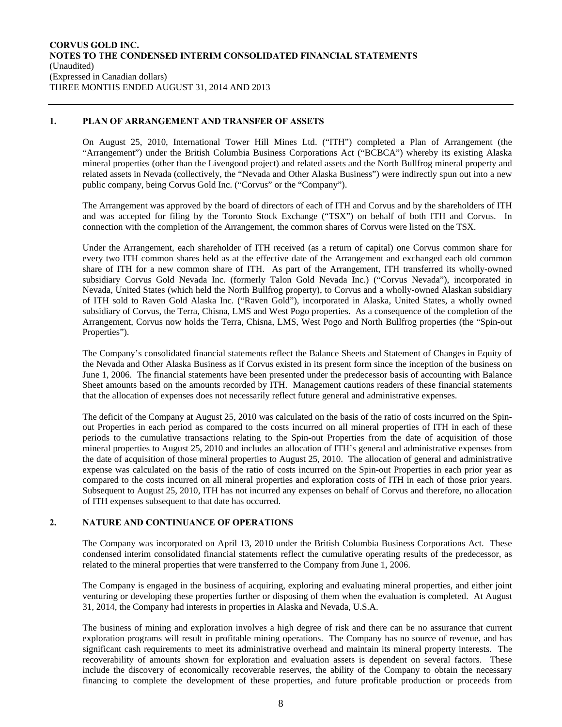## 1. PLAN OF ARRANGEMENT AND TRANSFER OF ASSETS

On August 25, 2010, International Tower Hill Mines Ltd. ("ITH") completed a Plan of Arrangement (the "Arrangement") under the British Columbia Business Corporations Act ("BCBCA") whereby its existing Alaska mineral properties (other than the Livengood project) and related assets and the North Bullfrog mineral property and related assets in Nevada (collectively, the "Nevada and Other Alaska Business") were indirectly spun out into a new public company, being Corvus Gold Inc. ("Corvus" or the "Company").

The Arrangement was approved by the board of directors of each of ITH and Corvus and by the shareholders of ITH and was accepted for filing by the Toronto Stock Exchange ("TSX") on behalf of both ITH and Corvus. In connection with the completion of the Arrangement, the common shares of Corvus were listed on the TSX.

Under the Arrangement, each shareholder of ITH received (as a return of capital) one Corvus common share for every two ITH common shares held as at the effective date of the Arrangement and exchanged each old common share of ITH for a new common share of ITH. As part of the Arrangement, ITH transferred its wholly-owned subsidiary Corvus Gold Nevada Inc. (formerly Talon Gold Nevada Inc.) ("Corvus Nevada"), incorporated in Nevada, United States (which held the North Bullfrog property), to Corvus and a wholly-owned Alaskan subsidiary of ITH sold to Raven Gold Alaska Inc. ("Raven Gold"), incorporated in Alaska, United States, a wholly owned subsidiary of Corvus, the Terra, Chisna, LMS and West Pogo properties. As a consequence of the completion of the Arrangement, Corvus now holds the Terra, Chisna, LMS, West Pogo and North Bullfrog properties (the "Spin-out Properties").

The Company's consolidated financial statements reflect the Balance Sheets and Statement of Changes in Equity of the Nevada and Other Alaska Business as if Corvus existed in its present form since the inception of the business on June 1, 2006. The financial statements have been presented under the predecessor basis of accounting with Balance Sheet amounts based on the amounts recorded by ITH. Management cautions readers of these financial statements that the allocation of expenses does not necessarily reflect future general and administrative expenses.

The deficit of the Company at August 25, 2010 was calculated on the basis of the ratio of costs incurred on the Spin-out Properties in each period as compared to the costs incurred on all mineral properties of ITH in each of these periods to the cumulative transactions relating to the Spin-out Properties from the date of acquisition of those mineral properties to August 25, 2010 and includes an allocation of ITH's general and administrative expenses from the date of acquisition of those mineral properties to August 25, 2010. The allocation of general and administrative expense was calculated on the basis of the ratio of costs incurred on the Spin-out Properties in each prior year as compared to the costs incurred on all mineral properties and exploration costs of ITH in each of those prior years. Subsequent to August 25, 2010, ITH has not incurred any expenses on behalf of Corvus and therefore, no allocation of ITH expenses subsequent to that date has occurred.

## 2. NATURE AND CONTINUANCE OF OPERATIONS

The Company was incorporated on April 13, 2010 under the British Columbia Business Corporations Act. These condensed interim consolidated financial statements reflect the cumulative operating results of the predecessor, as related to the mineral properties that were transferred to the Company from June 1, 2006.

The Company is engaged in the business of acquiring, exploring and evaluating mineral properties, and either joint venturing or developing these properties further or disposing of them when the evaluation is completed. At August 31, 2014, the Company had interests in properties in Alaska and Nevada, U.S.A.

The business of mining and exploration involves a high degree of risk and there can be no assurance that current exploration programs will result in profitable mining operations. The Company has no source of revenue, and has significant cash requirements to meet its administrative overhead and maintain its mineral property interests. The recoverability of amounts shown for exploration and evaluation assets is dependent on several factors. These include the discovery of economically recoverable reserves, the ability of the Company to obtain the necessary financing to complete the development of these properties, and future profitable production or proceeds from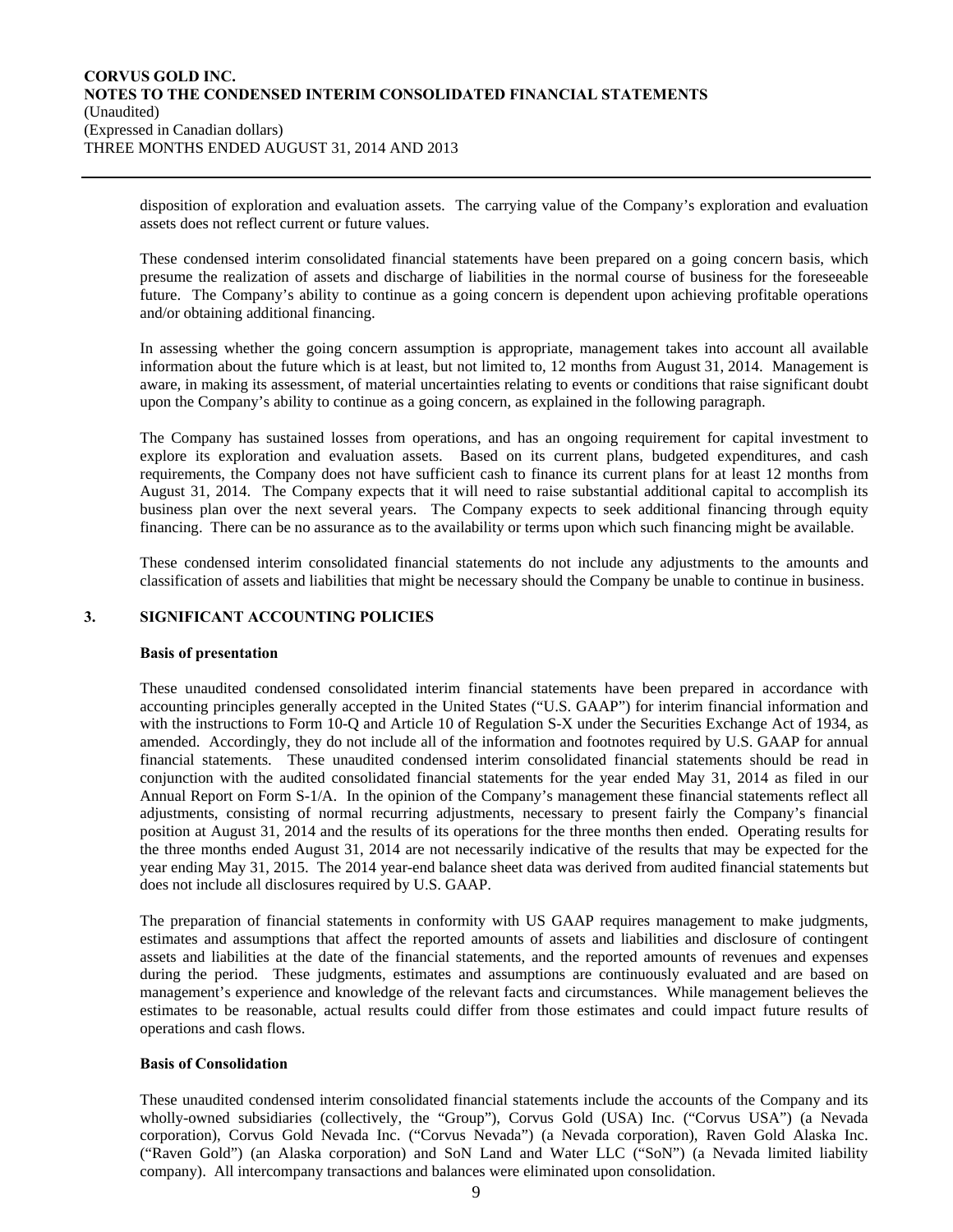disposition of exploration and evaluation assets. The carrying value of the Company's exploration and evaluation assets does not reflect current or future values.

These condensed interim consolidated financial statements have been prepared on a going concern basis, which presume the realization of assets and discharge of liabilities in the normal course of business for the foreseeable future. The Company's ability to continue as a going concern is dependent upon achieving profitable operations and/or obtaining additional financing.

In assessing whether the going concern assumption is appropriate, management takes into account all available information about the future which is at least, but not limited to, 12 months from August 31, 2014. Management is aware, in making its assessment, of material uncertainties relating to events or conditions that raise significant doubt upon the Company's ability to continue as a going concern, as explained in the following paragraph.

The Company has sustained losses from operations, and has an ongoing requirement for capital investment to explore its exploration and evaluation assets. Based on its current plans, budgeted expenditures, and cash requirements, the Company does not have sufficient cash to finance its current plans for at least 12 months from August 31, 2014. The Company expects that it will need to raise substantial additional capital to accomplish its business plan over the next several years. The Company expects to seek additional financing through equity financing. There can be no assurance as to the availability or terms upon which such financing might be available.

These condensed interim consolidated financial statements do not include any adjustments to the amounts and classification of assets and liabilities that might be necessary should the Company be unable to continue in business.

## 3. SIGNIFICANT ACCOUNTING POLICIES

**Basis of presentation**

These unaudited condensed consolidated interim financial statements have been prepared in accordance with accounting principles generally accepted in the United States ("U.S. GAAP") for interim financial information and with the instructions to Form 10-Q and Article 10 of Regulation S-X under the Securities Exchange Act of 1934, as amended. Accordingly, they do not include all of the information and footnotes required by U.S. GAAP for annual financial statements. These unaudited condensed interim consolidated financial statements should be read in conjunction with the audited consolidated financial statements for the year ended May 31, 2014 as filed in our Annual Report on Form S-1/A. In the opinion of the Company's management these financial statements reflect all adjustments, consisting of normal recurring adjustments, necessary to present fairly the Company's financial position at August 31, 2014 and the results of its operations for the three months then ended. Operating results for the three months ended August 31, 2014 are not necessarily indicative of the results that may be expected for the year ending May 31, 2015. The 2014 year-end balance sheet data was derived from audited financial statements but does not include all disclosures required by U.S. GAAP.

The preparation of financial statements in conformity with US GAAP requires management to make judgments, estimates and assumptions that affect the reported amounts of assets and liabilities and disclosure of contingent assets and liabilities at the date of the financial statements, and the reported amounts of revenues and expenses during the period. These judgments, estimates and assumptions are continuously evaluated and are based on management's experience and knowledge of the relevant facts and circumstances. While management believes the estimates to be reasonable, actual results could differ from those estimates and could impact future results of operations and cash flows.

**Basis of Consolidation**

These unaudited condensed interim consolidated financial statements include the accounts of the Company and its wholly-owned subsidiaries (collectively, the "Group"), Corvus Gold (USA) Inc. ("Corvus USA") (a Nevada corporation), Corvus Gold Nevada Inc. ("Corvus Nevada") (a Nevada corporation), Raven Gold Alaska Inc. ("Raven Gold") (an Alaska corporation) and SoN Land and Water LLC ("SoN") (a Nevada limited liability company). All intercompany transactions and balances were eliminated upon consolidation.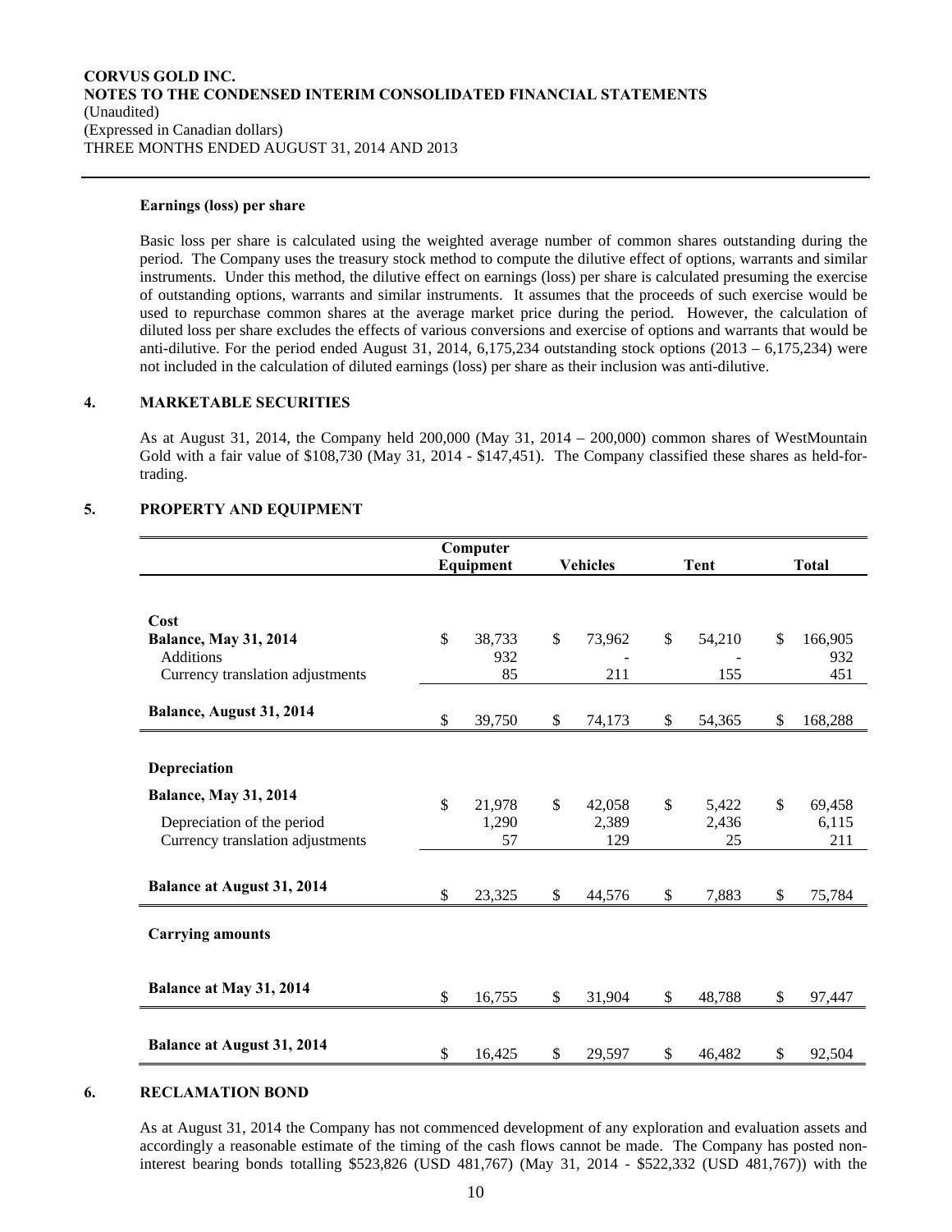**Earnings (loss) per share**

Basic loss per share is calculated using the weighted average number of common shares outstanding during the period. The Company uses the treasury stock method to compute the dilutive effect of options, warrants and similar instruments. Under this method, the dilutive effect on earnings (loss) per share is calculated presuming the exercise of outstanding options, warrants and similar instruments. It assumes that the proceeds of such exercise would be used to repurchase common shares at the average market price during the period. However, the calculation of diluted loss per share excludes the effects of various conversions and exercise of options and warrants that would be anti-dilutive. For the period ended August 31, 2014, 6,175,234 outstanding stock options (2013 – 6,175,234) were not included in the calculation of diluted earnings (loss) per share as their inclusion was anti-dilutive.

## 4. MARKETABLE SECURITIES

As at August 31, 2014, the Company held 200,000 (May 31, 2014 – 200,000) common shares of WestMountain Gold with a fair value of $108,730 (May 31, 2014 - $147,451). The Company classified these shares as held-for-trading.

## 5. PROPERTY AND EQUIPMENT

| | Computer Equipment | Vehicles | Tent | Total |
|---|---|---|---|---|
| **Cost** | | | | |
| **Balance, May 31, 2014** | $ 38,733 | $ 73,962 | $ 54,210 | $ 166,905 |
| Additions | 932 | - | - | 932 |
| Currency translation adjustments | 85 | 211 | 155 | 451 |
| **Balance, August 31, 2014** | $ 39,750 | $ 74,173 | $ 54,365 | $ 168,288 |
| **Depreciation** | | | | |
| **Balance, May 31, 2014** | $ 21,978 | $ 42,058 | $ 5,422 | $ 69,458 |
| Depreciation of the period | 1,290 | 2,389 | 2,436 | 6,115 |
| Currency translation adjustments | 57 | 129 | 25 | 211 |
| **Balance at August 31, 2014** | $ 23,325 | $ 44,576 | $ 7,883 | $ 75,784 |
| **Carrying amounts** | | | | |
| **Balance at May 31, 2014** | $ 16,755 | $ 31,904 | $ 48,788 | $ 97,447 |
| **Balance at August 31, 2014** | $ 16,425 | $ 29,597 | $ 46,482 | $ 92,504 |

## 6. RECLAMATION BOND

As at August 31, 2014 the Company has not commenced development of any exploration and evaluation assets and accordingly a reasonable estimate of the timing of the cash flows cannot be made. The Company has posted non-interest bearing bonds totalling $523,826 (USD 481,767) (May 31, 2014 - $522,332 (USD 481,767)) with the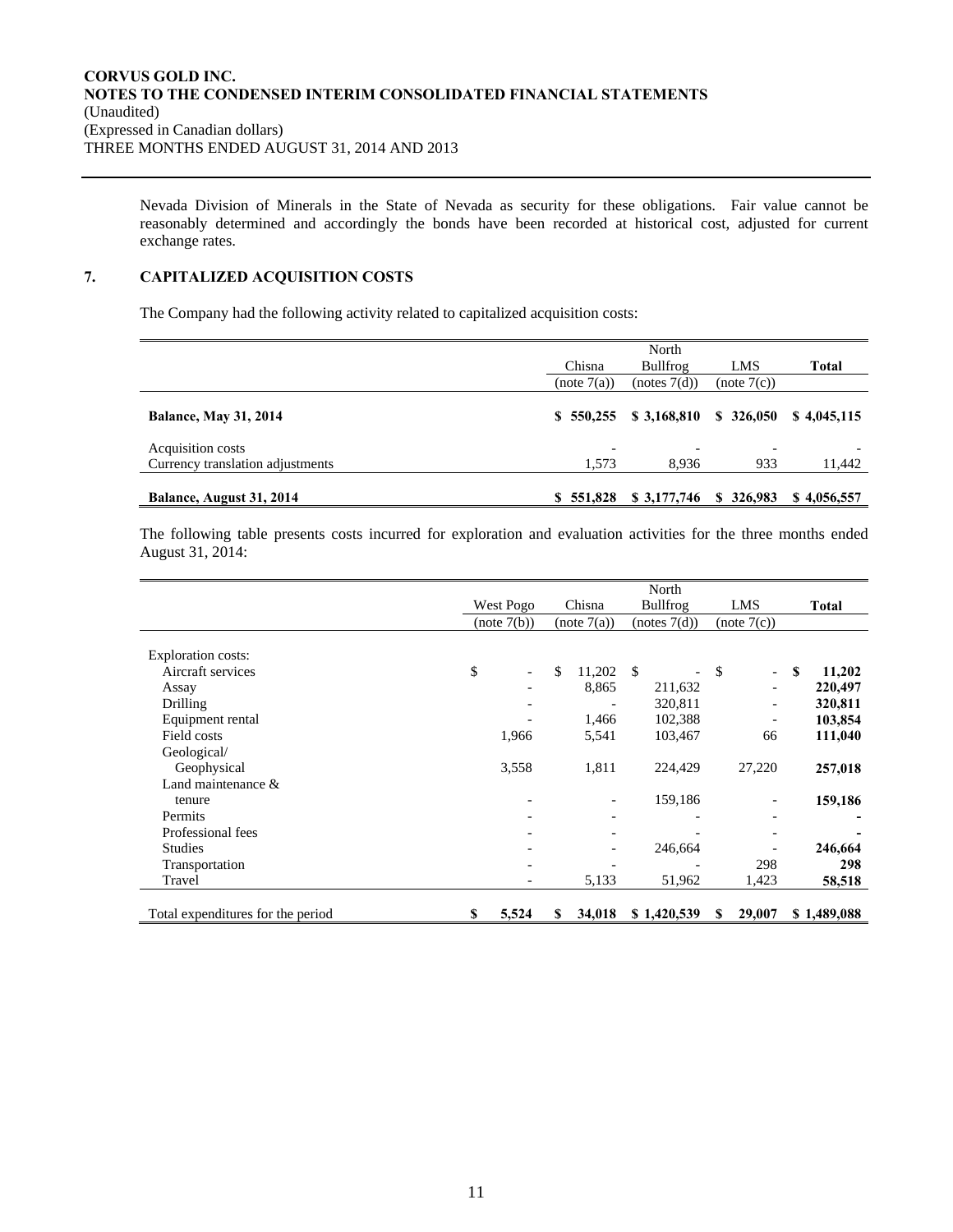Nevada Division of Minerals in the State of Nevada as security for these obligations. Fair value cannot be reasonably determined and accordingly the bonds have been recorded at historical cost, adjusted for current exchange rates.

## 7. CAPITALIZED ACQUISITION COSTS

The Company had the following activity related to capitalized acquisition costs:

| | Chisna (note 7(a)) | North Bullfrog (notes 7(d)) | LMS (note 7(c)) | **Total** |
|---|---|---|---|---|
| **Balance, May 31, 2014** | **$ 550,255** | **$ 3,168,810** | **$ 326,050** | **$ 4,045,115** |
| Acquisition costs | - | - | - | - |
| Currency translation adjustments | 1,573 | 8,936 | 933 | 11,442 |
| **Balance, August 31, 2014** | **$ 551,828** | **$ 3,177,746** | **$ 326,983** | **$ 4,056,557** |

The following table presents costs incurred for exploration and evaluation activities for the three months ended August 31, 2014:

| | West Pogo (note 7(b)) | Chisna (note 7(a)) | North Bullfrog (notes 7(d)) | LMS (note 7(c)) | **Total** |
|---|---|---|---|---|---|
| Exploration costs: | | | | | |
| Aircraft services | $ - | $ 11,202 | $ - | $ - | **$ 11,202** |
| Assay | - | 8,865 | 211,632 | - | **220,497** |
| Drilling | - | - | 320,811 | - | **320,811** |
| Equipment rental | - | 1,466 | 102,388 | - | **103,854** |
| Field costs | 1,966 | 5,541 | 103,467 | 66 | **111,040** |
| Geological/ Geophysical | 3,558 | 1,811 | 224,429 | 27,220 | **257,018** |
| Land maintenance & tenure | - | - | 159,186 | - | **159,186** |
| Permits | - | - | - | - | **-** |
| Professional fees | - | - | - | - | **-** |
| Studies | - | - | 246,664 | - | **246,664** |
| Transportation | - | - | - | 298 | **298** |
| Travel | - | 5,133 | 51,962 | 1,423 | **58,518** |
| Total expenditures for the period | **$ 5,524** | **$ 34,018** | **$ 1,420,539** | **$ 29,007** | **$ 1,489,088** |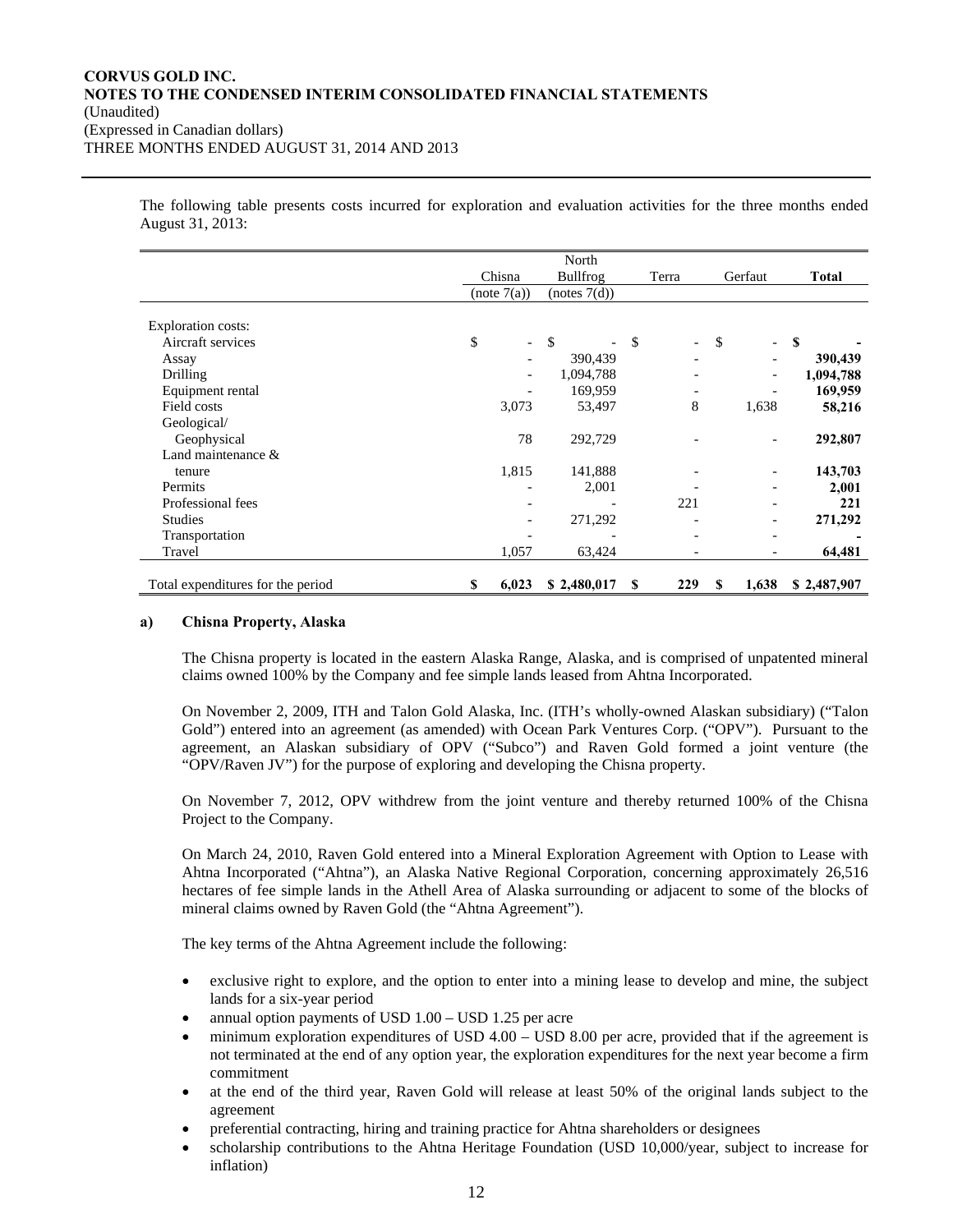The following table presents costs incurred for exploration and evaluation activities for the three months ended August 31, 2013:

| | Chisna (note 7(a)) | North Bullfrog (notes 7(d)) | Terra | Gerfaut | Total |
|---|---|---|---|---|---|
| Exploration costs: | | | | | |
| Aircraft services | $ - | $ - | $ - | $ - | **$ -** |
| Assay | - | 390,439 | - | - | **390,439** |
| Drilling | - | 1,094,788 | - | - | **1,094,788** |
| Equipment rental | - | 169,959 | - | - | **169,959** |
| Field costs | 3,073 | 53,497 | 8 | 1,638 | **58,216** |
| Geological/ Geophysical | 78 | 292,729 | - | - | **292,807** |
| Land maintenance & tenure | 1,815 | 141,888 | - | - | **143,703** |
| Permits | - | 2,001 | - | - | **2,001** |
| Professional fees | - | - | 221 | - | **221** |
| Studies | - | 271,292 | - | - | **271,292** |
| Transportation | - | - | - | - | **-** |
| Travel | 1,057 | 63,424 | - | - | **64,481** |
| Total expenditures for the period | **$ 6,023** | **$ 2,480,017** | **$ 229** | **$ 1,638** | **$ 2,487,907** |

### a) Chisna Property, Alaska

The Chisna property is located in the eastern Alaska Range, Alaska, and is comprised of unpatented mineral claims owned 100% by the Company and fee simple lands leased from Ahtna Incorporated.

On November 2, 2009, ITH and Talon Gold Alaska, Inc. (ITH's wholly-owned Alaskan subsidiary) ("Talon Gold") entered into an agreement (as amended) with Ocean Park Ventures Corp. ("OPV"). Pursuant to the agreement, an Alaskan subsidiary of OPV ("Subco") and Raven Gold formed a joint venture (the "OPV/Raven JV") for the purpose of exploring and developing the Chisna property.

On November 7, 2012, OPV withdrew from the joint venture and thereby returned 100% of the Chisna Project to the Company.

On March 24, 2010, Raven Gold entered into a Mineral Exploration Agreement with Option to Lease with Ahtna Incorporated ("Ahtna"), an Alaska Native Regional Corporation, concerning approximately 26,516 hectares of fee simple lands in the Athell Area of Alaska surrounding or adjacent to some of the blocks of mineral claims owned by Raven Gold (the "Ahtna Agreement").

The key terms of the Ahtna Agreement include the following:

- exclusive right to explore, and the option to enter into a mining lease to develop and mine, the subject lands for a six-year period
- annual option payments of USD 1.00 – USD 1.25 per acre
- minimum exploration expenditures of USD 4.00 – USD 8.00 per acre, provided that if the agreement is not terminated at the end of any option year, the exploration expenditures for the next year become a firm commitment
- at the end of the third year, Raven Gold will release at least 50% of the original lands subject to the agreement
- preferential contracting, hiring and training practice for Ahtna shareholders or designees
- scholarship contributions to the Ahtna Heritage Foundation (USD 10,000/year, subject to increase for inflation)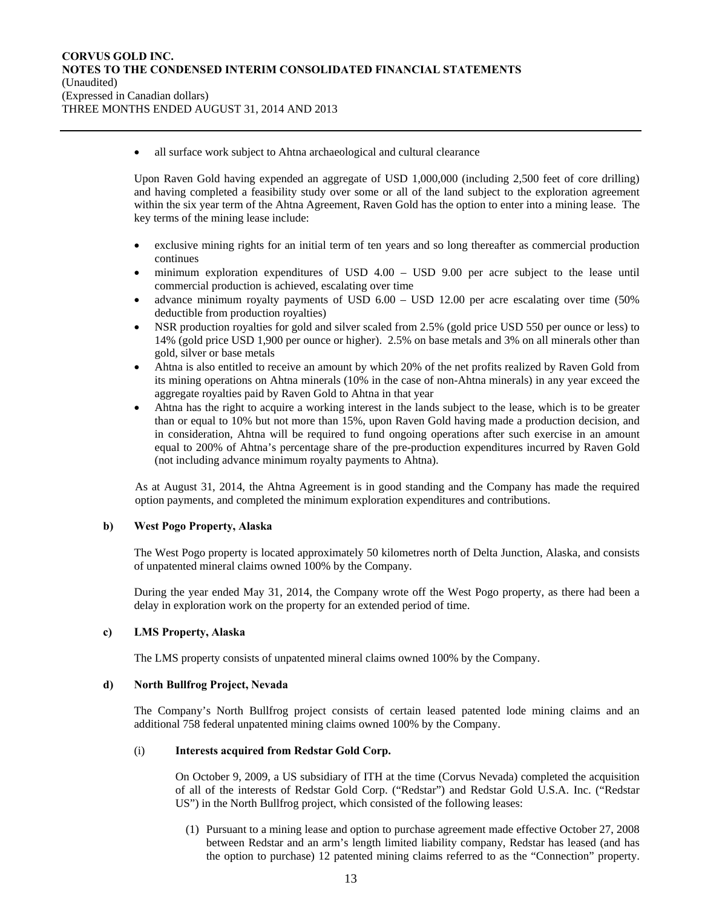- all surface work subject to Ahtna archaeological and cultural clearance

Upon Raven Gold having expended an aggregate of USD 1,000,000 (including 2,500 feet of core drilling) and having completed a feasibility study over some or all of the land subject to the exploration agreement within the six year term of the Ahtna Agreement, Raven Gold has the option to enter into a mining lease. The key terms of the mining lease include:

- exclusive mining rights for an initial term of ten years and so long thereafter as commercial production continues
- minimum exploration expenditures of USD 4.00 – USD 9.00 per acre subject to the lease until commercial production is achieved, escalating over time
- advance minimum royalty payments of USD 6.00 – USD 12.00 per acre escalating over time (50% deductible from production royalties)
- NSR production royalties for gold and silver scaled from 2.5% (gold price USD 550 per ounce or less) to 14% (gold price USD 1,900 per ounce or higher). 2.5% on base metals and 3% on all minerals other than gold, silver or base metals
- Ahtna is also entitled to receive an amount by which 20% of the net profits realized by Raven Gold from its mining operations on Ahtna minerals (10% in the case of non-Ahtna minerals) in any year exceed the aggregate royalties paid by Raven Gold to Ahtna in that year
- Ahtna has the right to acquire a working interest in the lands subject to the lease, which is to be greater than or equal to 10% but not more than 15%, upon Raven Gold having made a production decision, and in consideration, Ahtna will be required to fund ongoing operations after such exercise in an amount equal to 200% of Ahtna's percentage share of the pre-production expenditures incurred by Raven Gold (not including advance minimum royalty payments to Ahtna).

As at August 31, 2014, the Ahtna Agreement is in good standing and the Company has made the required option payments, and completed the minimum exploration expenditures and contributions.

**b) West Pogo Property, Alaska**

The West Pogo property is located approximately 50 kilometres north of Delta Junction, Alaska, and consists of unpatented mineral claims owned 100% by the Company.

During the year ended May 31, 2014, the Company wrote off the West Pogo property, as there had been a delay in exploration work on the property for an extended period of time.

**c) LMS Property, Alaska**

The LMS property consists of unpatented mineral claims owned 100% by the Company.

**d) North Bullfrog Project, Nevada**

The Company's North Bullfrog project consists of certain leased patented lode mining claims and an additional 758 federal unpatented mining claims owned 100% by the Company.

(i) **Interests acquired from Redstar Gold Corp.**

On October 9, 2009, a US subsidiary of ITH at the time (Corvus Nevada) completed the acquisition of all of the interests of Redstar Gold Corp. ("Redstar") and Redstar Gold U.S.A. Inc. ("Redstar US") in the North Bullfrog project, which consisted of the following leases:

(1) Pursuant to a mining lease and option to purchase agreement made effective October 27, 2008 between Redstar and an arm's length limited liability company, Redstar has leased (and has the option to purchase) 12 patented mining claims referred to as the "Connection" property.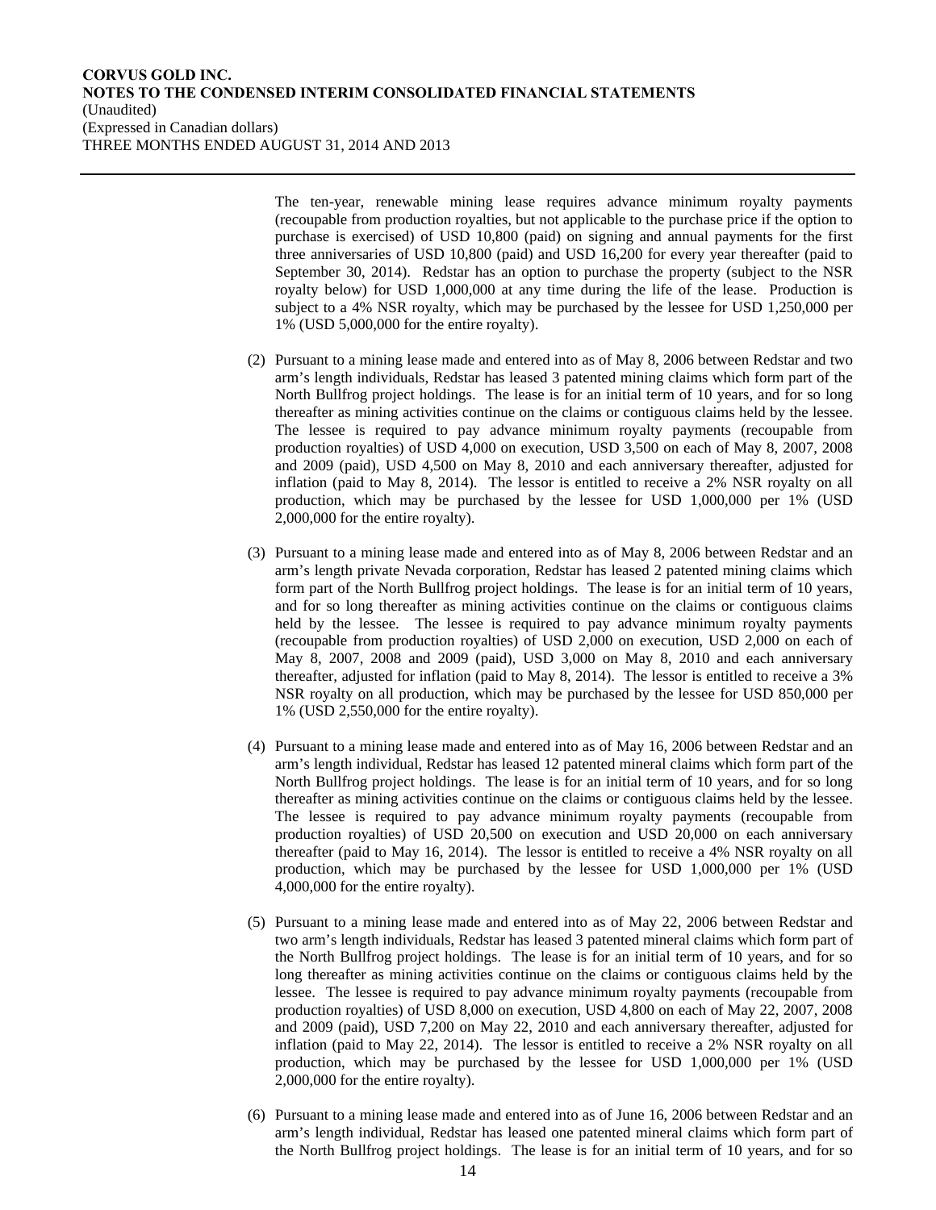The ten-year, renewable mining lease requires advance minimum royalty payments (recoupable from production royalties, but not applicable to the purchase price if the option to purchase is exercised) of USD 10,800 (paid) on signing and annual payments for the first three anniversaries of USD 10,800 (paid) and USD 16,200 for every year thereafter (paid to September 30, 2014). Redstar has an option to purchase the property (subject to the NSR royalty below) for USD 1,000,000 at any time during the life of the lease. Production is subject to a 4% NSR royalty, which may be purchased by the lessee for USD 1,250,000 per 1% (USD 5,000,000 for the entire royalty).

(2) Pursuant to a mining lease made and entered into as of May 8, 2006 between Redstar and two arm's length individuals, Redstar has leased 3 patented mining claims which form part of the North Bullfrog project holdings. The lease is for an initial term of 10 years, and for so long thereafter as mining activities continue on the claims or contiguous claims held by the lessee. The lessee is required to pay advance minimum royalty payments (recoupable from production royalties) of USD 4,000 on execution, USD 3,500 on each of May 8, 2007, 2008 and 2009 (paid), USD 4,500 on May 8, 2010 and each anniversary thereafter, adjusted for inflation (paid to May 8, 2014). The lessor is entitled to receive a 2% NSR royalty on all production, which may be purchased by the lessee for USD 1,000,000 per 1% (USD 2,000,000 for the entire royalty).

(3) Pursuant to a mining lease made and entered into as of May 8, 2006 between Redstar and an arm's length private Nevada corporation, Redstar has leased 2 patented mining claims which form part of the North Bullfrog project holdings. The lease is for an initial term of 10 years, and for so long thereafter as mining activities continue on the claims or contiguous claims held by the lessee. The lessee is required to pay advance minimum royalty payments (recoupable from production royalties) of USD 2,000 on execution, USD 2,000 on each of May 8, 2007, 2008 and 2009 (paid), USD 3,000 on May 8, 2010 and each anniversary thereafter, adjusted for inflation (paid to May 8, 2014). The lessor is entitled to receive a 3% NSR royalty on all production, which may be purchased by the lessee for USD 850,000 per 1% (USD 2,550,000 for the entire royalty).

(4) Pursuant to a mining lease made and entered into as of May 16, 2006 between Redstar and an arm's length individual, Redstar has leased 12 patented mineral claims which form part of the North Bullfrog project holdings. The lease is for an initial term of 10 years, and for so long thereafter as mining activities continue on the claims or contiguous claims held by the lessee. The lessee is required to pay advance minimum royalty payments (recoupable from production royalties) of USD 20,500 on execution and USD 20,000 on each anniversary thereafter (paid to May 16, 2014). The lessor is entitled to receive a 4% NSR royalty on all production, which may be purchased by the lessee for USD 1,000,000 per 1% (USD 4,000,000 for the entire royalty).

(5) Pursuant to a mining lease made and entered into as of May 22, 2006 between Redstar and two arm's length individuals, Redstar has leased 3 patented mineral claims which form part of the North Bullfrog project holdings. The lease is for an initial term of 10 years, and for so long thereafter as mining activities continue on the claims or contiguous claims held by the lessee. The lessee is required to pay advance minimum royalty payments (recoupable from production royalties) of USD 8,000 on execution, USD 4,800 on each of May 22, 2007, 2008 and 2009 (paid), USD 7,200 on May 22, 2010 and each anniversary thereafter, adjusted for inflation (paid to May 22, 2014). The lessor is entitled to receive a 2% NSR royalty on all production, which may be purchased by the lessee for USD 1,000,000 per 1% (USD 2,000,000 for the entire royalty).

(6) Pursuant to a mining lease made and entered into as of June 16, 2006 between Redstar and an arm's length individual, Redstar has leased one patented mineral claims which form part of the North Bullfrog project holdings. The lease is for an initial term of 10 years, and for so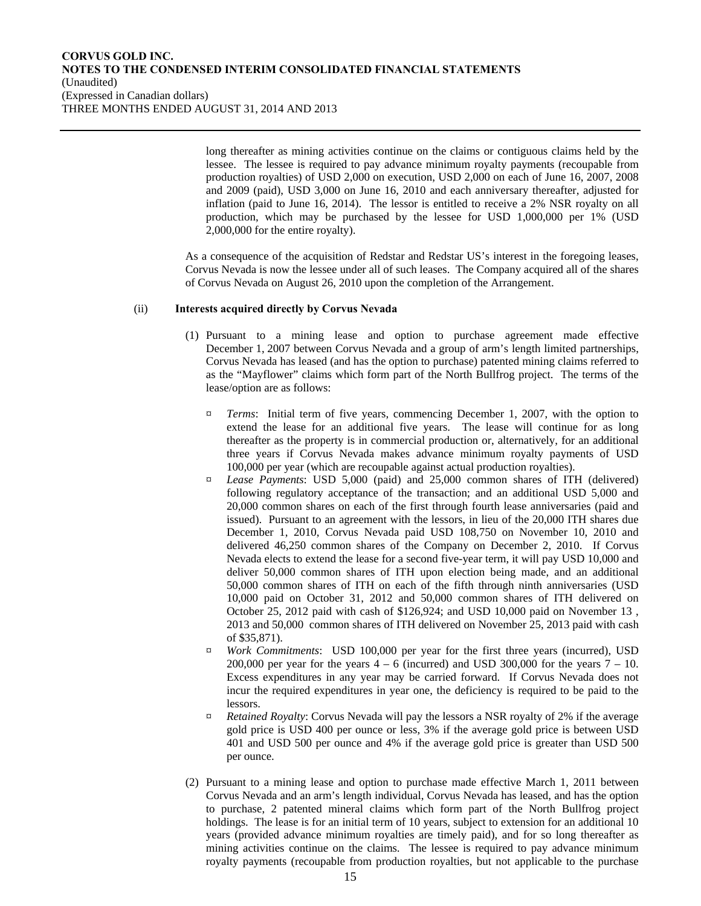long thereafter as mining activities continue on the claims or contiguous claims held by the lessee. The lessee is required to pay advance minimum royalty payments (recoupable from production royalties) of USD 2,000 on execution, USD 2,000 on each of June 16, 2007, 2008 and 2009 (paid), USD 3,000 on June 16, 2010 and each anniversary thereafter, adjusted for inflation (paid to June 16, 2014). The lessor is entitled to receive a 2% NSR royalty on all production, which may be purchased by the lessee for USD 1,000,000 per 1% (USD 2,000,000 for the entire royalty).

As a consequence of the acquisition of Redstar and Redstar US's interest in the foregoing leases, Corvus Nevada is now the lessee under all of such leases. The Company acquired all of the shares of Corvus Nevada on August 26, 2010 upon the completion of the Arrangement.

(ii) **Interests acquired directly by Corvus Nevada**

(1) Pursuant to a mining lease and option to purchase agreement made effective December 1, 2007 between Corvus Nevada and a group of arm's length limited partnerships, Corvus Nevada has leased (and has the option to purchase) patented mining claims referred to as the "Mayflower" claims which form part of the North Bullfrog project. The terms of the lease/option are as follows:

- *Terms*: Initial term of five years, commencing December 1, 2007, with the option to extend the lease for an additional five years. The lease will continue for as long thereafter as the property is in commercial production or, alternatively, for an additional three years if Corvus Nevada makes advance minimum royalty payments of USD 100,000 per year (which are recoupable against actual production royalties).
- *Lease Payments*: USD 5,000 (paid) and 25,000 common shares of ITH (delivered) following regulatory acceptance of the transaction; and an additional USD 5,000 and 20,000 common shares on each of the first through fourth lease anniversaries (paid and issued). Pursuant to an agreement with the lessors, in lieu of the 20,000 ITH shares due December 1, 2010, Corvus Nevada paid USD 108,750 on November 10, 2010 and delivered 46,250 common shares of the Company on December 2, 2010. If Corvus Nevada elects to extend the lease for a second five-year term, it will pay USD 10,000 and deliver 50,000 common shares of ITH upon election being made, and an additional 50,000 common shares of ITH on each of the fifth through ninth anniversaries (USD 10,000 paid on October 31, 2012 and 50,000 common shares of ITH delivered on October 25, 2012 paid with cash of $126,924; and USD 10,000 paid on November 13 , 2013 and 50,000 common shares of ITH delivered on November 25, 2013 paid with cash of $35,871).
- *Work Commitments*: USD 100,000 per year for the first three years (incurred), USD 200,000 per year for the years 4 – 6 (incurred) and USD 300,000 for the years 7 – 10. Excess expenditures in any year may be carried forward. If Corvus Nevada does not incur the required expenditures in year one, the deficiency is required to be paid to the lessors.
- *Retained Royalty*: Corvus Nevada will pay the lessors a NSR royalty of 2% if the average gold price is USD 400 per ounce or less, 3% if the average gold price is between USD 401 and USD 500 per ounce and 4% if the average gold price is greater than USD 500 per ounce.

(2) Pursuant to a mining lease and option to purchase made effective March 1, 2011 between Corvus Nevada and an arm's length individual, Corvus Nevada has leased, and has the option to purchase, 2 patented mineral claims which form part of the North Bullfrog project holdings. The lease is for an initial term of 10 years, subject to extension for an additional 10 years (provided advance minimum royalties are timely paid), and for so long thereafter as mining activities continue on the claims. The lessee is required to pay advance minimum royalty payments (recoupable from production royalties, but not applicable to the purchase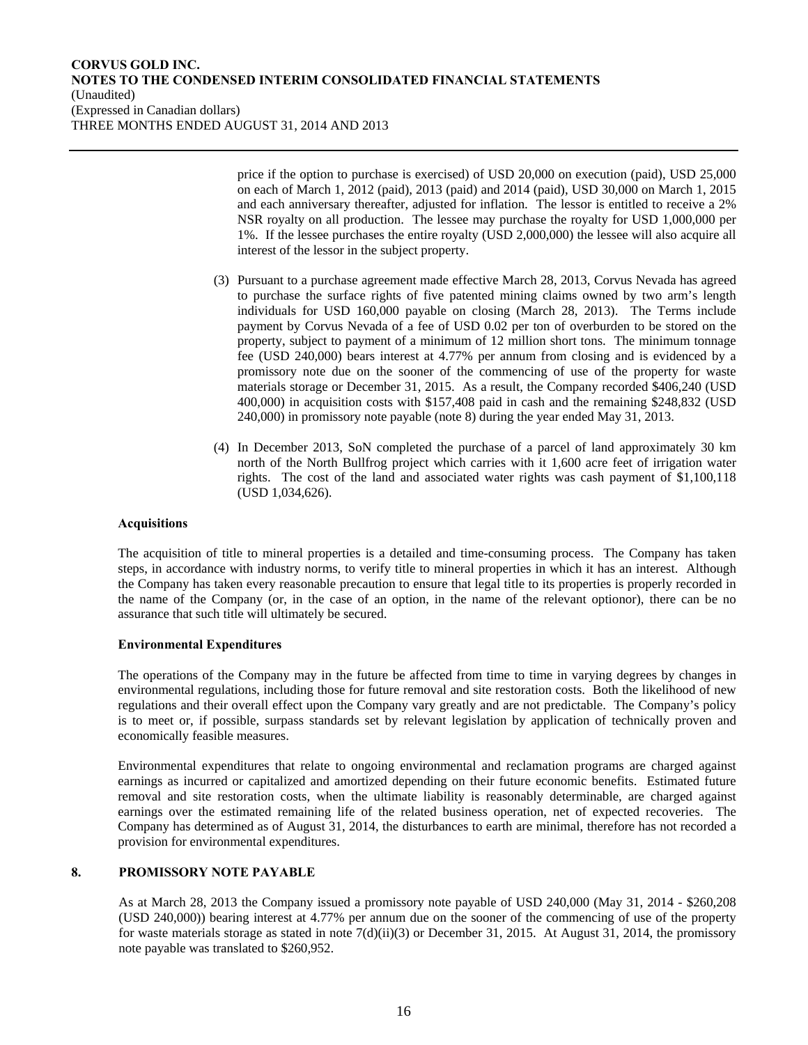price if the option to purchase is exercised) of USD 20,000 on execution (paid), USD 25,000 on each of March 1, 2012 (paid), 2013 (paid) and 2014 (paid), USD 30,000 on March 1, 2015 and each anniversary thereafter, adjusted for inflation. The lessor is entitled to receive a 2% NSR royalty on all production. The lessee may purchase the royalty for USD 1,000,000 per 1%. If the lessee purchases the entire royalty (USD 2,000,000) the lessee will also acquire all interest of the lessor in the subject property.

(3) Pursuant to a purchase agreement made effective March 28, 2013, Corvus Nevada has agreed to purchase the surface rights of five patented mining claims owned by two arm's length individuals for USD 160,000 payable on closing (March 28, 2013). The Terms include payment by Corvus Nevada of a fee of USD 0.02 per ton of overburden to be stored on the property, subject to payment of a minimum of 12 million short tons. The minimum tonnage fee (USD 240,000) bears interest at 4.77% per annum from closing and is evidenced by a promissory note due on the sooner of the commencing of use of the property for waste materials storage or December 31, 2015. As a result, the Company recorded $406,240 (USD 400,000) in acquisition costs with $157,408 paid in cash and the remaining $248,832 (USD 240,000) in promissory note payable (note 8) during the year ended May 31, 2013.

(4) In December 2013, SoN completed the purchase of a parcel of land approximately 30 km north of the North Bullfrog project which carries with it 1,600 acre feet of irrigation water rights. The cost of the land and associated water rights was cash payment of $1,100,118 (USD 1,034,626).

**Acquisitions**

The acquisition of title to mineral properties is a detailed and time-consuming process. The Company has taken steps, in accordance with industry norms, to verify title to mineral properties in which it has an interest. Although the Company has taken every reasonable precaution to ensure that legal title to its properties is properly recorded in the name of the Company (or, in the case of an option, in the name of the relevant optionor), there can be no assurance that such title will ultimately be secured.

**Environmental Expenditures**

The operations of the Company may in the future be affected from time to time in varying degrees by changes in environmental regulations, including those for future removal and site restoration costs. Both the likelihood of new regulations and their overall effect upon the Company vary greatly and are not predictable. The Company's policy is to meet or, if possible, surpass standards set by relevant legislation by application of technically proven and economically feasible measures.

Environmental expenditures that relate to ongoing environmental and reclamation programs are charged against earnings as incurred or capitalized and amortized depending on their future economic benefits. Estimated future removal and site restoration costs, when the ultimate liability is reasonably determinable, are charged against earnings over the estimated remaining life of the related business operation, net of expected recoveries. The Company has determined as of August 31, 2014, the disturbances to earth are minimal, therefore has not recorded a provision for environmental expenditures.

## 8. PROMISSORY NOTE PAYABLE

As at March 28, 2013 the Company issued a promissory note payable of USD 240,000 (May 31, 2014 - $260,208 (USD 240,000)) bearing interest at 4.77% per annum due on the sooner of the commencing of use of the property for waste materials storage as stated in note 7(d)(ii)(3) or December 31, 2015. At August 31, 2014, the promissory note payable was translated to $260,952.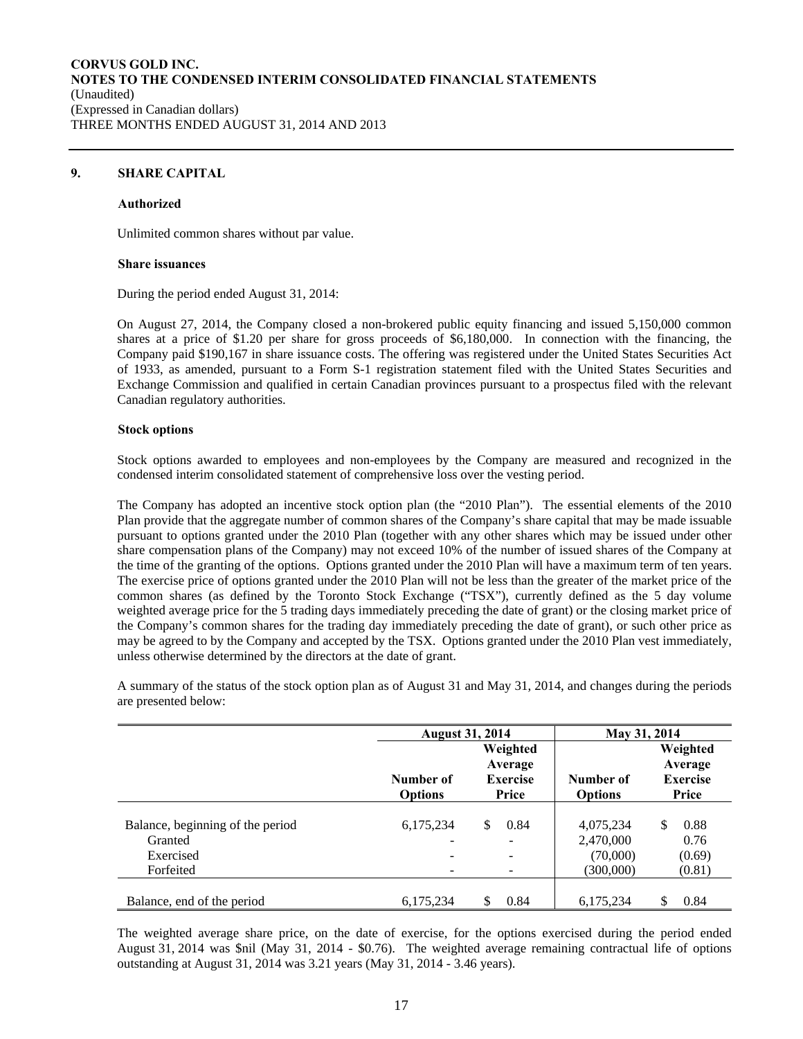**CORVUS GOLD INC.**
**NOTES TO THE CONDENSED INTERIM CONSOLIDATED FINANCIAL STATEMENTS**
(Unaudited)
(Expressed in Canadian dollars)
THREE MONTHS ENDED AUGUST 31, 2014 AND 2013

## 9. SHARE CAPITAL

**Authorized**

Unlimited common shares without par value.

**Share issuances**

During the period ended August 31, 2014:

On August 27, 2014, the Company closed a non-brokered public equity financing and issued 5,150,000 common shares at a price of $1.20 per share for gross proceeds of $6,180,000. In connection with the financing, the Company paid $190,167 in share issuance costs. The offering was registered under the United States Securities Act of 1933, as amended, pursuant to a Form S-1 registration statement filed with the United States Securities and Exchange Commission and qualified in certain Canadian provinces pursuant to a prospectus filed with the relevant Canadian regulatory authorities.

**Stock options**

Stock options awarded to employees and non-employees by the Company are measured and recognized in the condensed interim consolidated statement of comprehensive loss over the vesting period.

The Company has adopted an incentive stock option plan (the "2010 Plan"). The essential elements of the 2010 Plan provide that the aggregate number of common shares of the Company's share capital that may be made issuable pursuant to options granted under the 2010 Plan (together with any other shares which may be issued under other share compensation plans of the Company) may not exceed 10% of the number of issued shares of the Company at the time of the granting of the options. Options granted under the 2010 Plan will have a maximum term of ten years. The exercise price of options granted under the 2010 Plan will not be less than the greater of the market price of the common shares (as defined by the Toronto Stock Exchange ("TSX"), currently defined as the 5 day volume weighted average price for the 5 trading days immediately preceding the date of grant) or the closing market price of the Company's common shares for the trading day immediately preceding the date of grant), or such other price as may be agreed to by the Company and accepted by the TSX. Options granted under the 2010 Plan vest immediately, unless otherwise determined by the directors at the date of grant.

A summary of the status of the stock option plan as of August 31 and May 31, 2014, and changes during the periods are presented below:

| | August 31, 2014 | | May 31, 2014 | |
|---|---|---|---|---|
| | Number of Options | Weighted Average Exercise Price | Number of Options | Weighted Average Exercise Price |
| Balance, beginning of the period | 6,175,234 | $ 0.84 | 4,075,234 | $ 0.88 |
| Granted | - | - | 2,470,000 | 0.76 |
| Exercised | - | - | (70,000) | (0.69) |
| Forfeited | - | - | (300,000) | (0.81) |
| Balance, end of the period | 6,175,234 | $ 0.84 | 6,175,234 | $ 0.84 |

The weighted average share price, on the date of exercise, for the options exercised during the period ended August 31, 2014 was $nil (May 31, 2014 - $0.76). The weighted average remaining contractual life of options outstanding at August 31, 2014 was 3.21 years (May 31, 2014 - 3.46 years).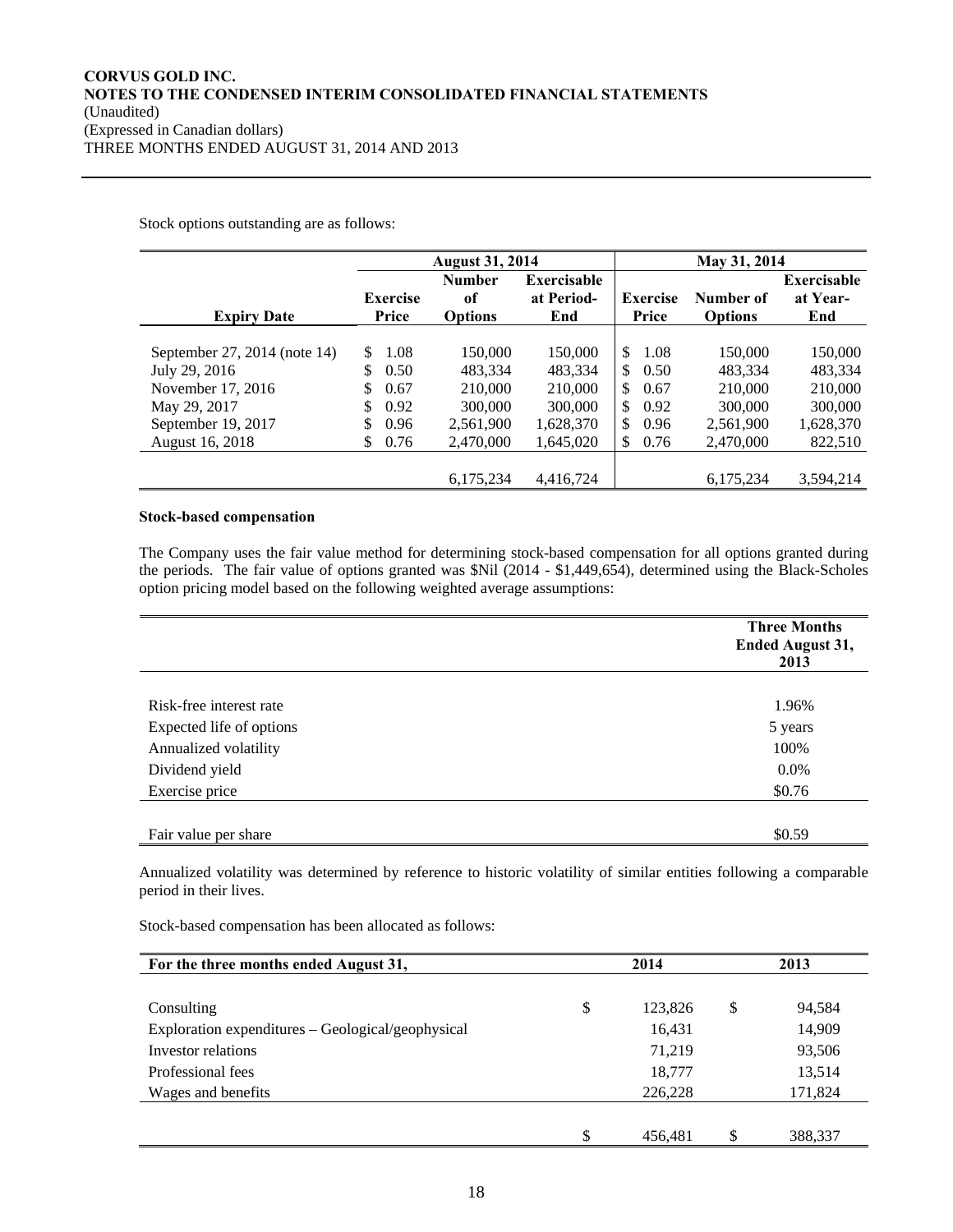Stock options outstanding are as follows:

| | August 31, 2014 | | | May 31, 2014 | | |
|---|---|---|---|---|---|---|
| Expiry Date | Exercise Price | Number of Options | Exercisable at Period-End | Exercise Price | Number of Options | Exercisable at Year-End |
| September 27, 2014 (note 14) | $ 1.08 | 150,000 | 150,000 | $ 1.08 | 150,000 | 150,000 |
| July 29, 2016 | $ 0.50 | 483,334 | 483,334 | $ 0.50 | 483,334 | 483,334 |
| November 17, 2016 | $ 0.67 | 210,000 | 210,000 | $ 0.67 | 210,000 | 210,000 |
| May 29, 2017 | $ 0.92 | 300,000 | 300,000 | $ 0.92 | 300,000 | 300,000 |
| September 19, 2017 | $ 0.96 | 2,561,900 | 1,628,370 | $ 0.96 | 2,561,900 | 1,628,370 |
| August 16, 2018 | $ 0.76 | 2,470,000 | 1,645,020 | $ 0.76 | 2,470,000 | 822,510 |
| | | 6,175,234 | 4,416,724 | | 6,175,234 | 3,594,214 |

**Stock-based compensation**

The Company uses the fair value method for determining stock-based compensation for all options granted during the periods. The fair value of options granted was $Nil (2014 - $1,449,654), determined using the Black-Scholes option pricing model based on the following weighted average assumptions:

| | Three Months Ended August 31, 2013 |
|---|---|
| Risk-free interest rate | 1.96% |
| Expected life of options | 5 years |
| Annualized volatility | 100% |
| Dividend yield | 0.0% |
| Exercise price | $0.76 |
| Fair value per share | $0.59 |

Annualized volatility was determined by reference to historic volatility of similar entities following a comparable period in their lives.

Stock-based compensation has been allocated as follows:

| For the three months ended August 31, | 2014 | 2013 |
|---|---|---|
| Consulting | $ 123,826 | $ 94,584 |
| Exploration expenditures – Geological/geophysical | 16,431 | 14,909 |
| Investor relations | 71,219 | 93,506 |
| Professional fees | 18,777 | 13,514 |
| Wages and benefits | 226,228 | 171,824 |
| | $ 456,481 | $ 388,337 |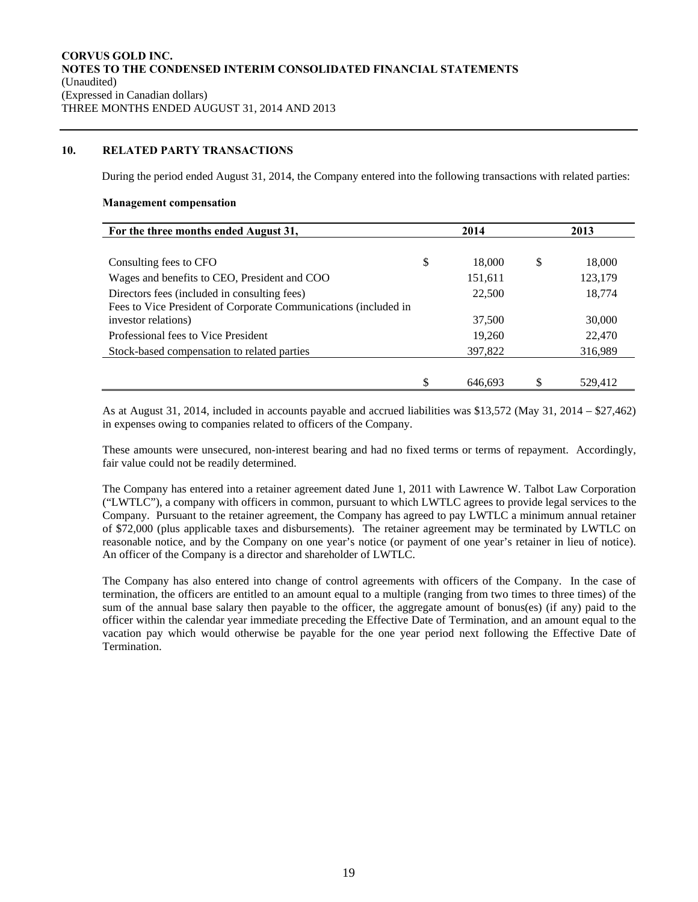## 10. RELATED PARTY TRANSACTIONS

During the period ended August 31, 2014, the Company entered into the following transactions with related parties:

**Management compensation**

| For the three months ended August 31, | 2014 | 2013 |
|---|---|---|
| Consulting fees to CFO | $ 18,000 | $ 18,000 |
| Wages and benefits to CEO, President and COO | 151,611 | 123,179 |
| Directors fees (included in consulting fees) | 22,500 | 18,774 |
| Fees to Vice President of Corporate Communications (included in investor relations) | 37,500 | 30,000 |
| Professional fees to Vice President | 19,260 | 22,470 |
| Stock-based compensation to related parties | 397,822 | 316,989 |
| | $ 646,693 | $ 529,412 |

As at August 31, 2014, included in accounts payable and accrued liabilities was $13,572 (May 31, 2014 – $27,462) in expenses owing to companies related to officers of the Company.

These amounts were unsecured, non-interest bearing and had no fixed terms or terms of repayment. Accordingly, fair value could not be readily determined.

The Company has entered into a retainer agreement dated June 1, 2011 with Lawrence W. Talbot Law Corporation ("LWTLC"), a company with officers in common, pursuant to which LWTLC agrees to provide legal services to the Company. Pursuant to the retainer agreement, the Company has agreed to pay LWTLC a minimum annual retainer of $72,000 (plus applicable taxes and disbursements). The retainer agreement may be terminated by LWTLC on reasonable notice, and by the Company on one year's notice (or payment of one year's retainer in lieu of notice). An officer of the Company is a director and shareholder of LWTLC.

The Company has also entered into change of control agreements with officers of the Company. In the case of termination, the officers are entitled to an amount equal to a multiple (ranging from two times to three times) of the sum of the annual base salary then payable to the officer, the aggregate amount of bonus(es) (if any) paid to the officer within the calendar year immediate preceding the Effective Date of Termination, and an amount equal to the vacation pay which would otherwise be payable for the one year period next following the Effective Date of Termination.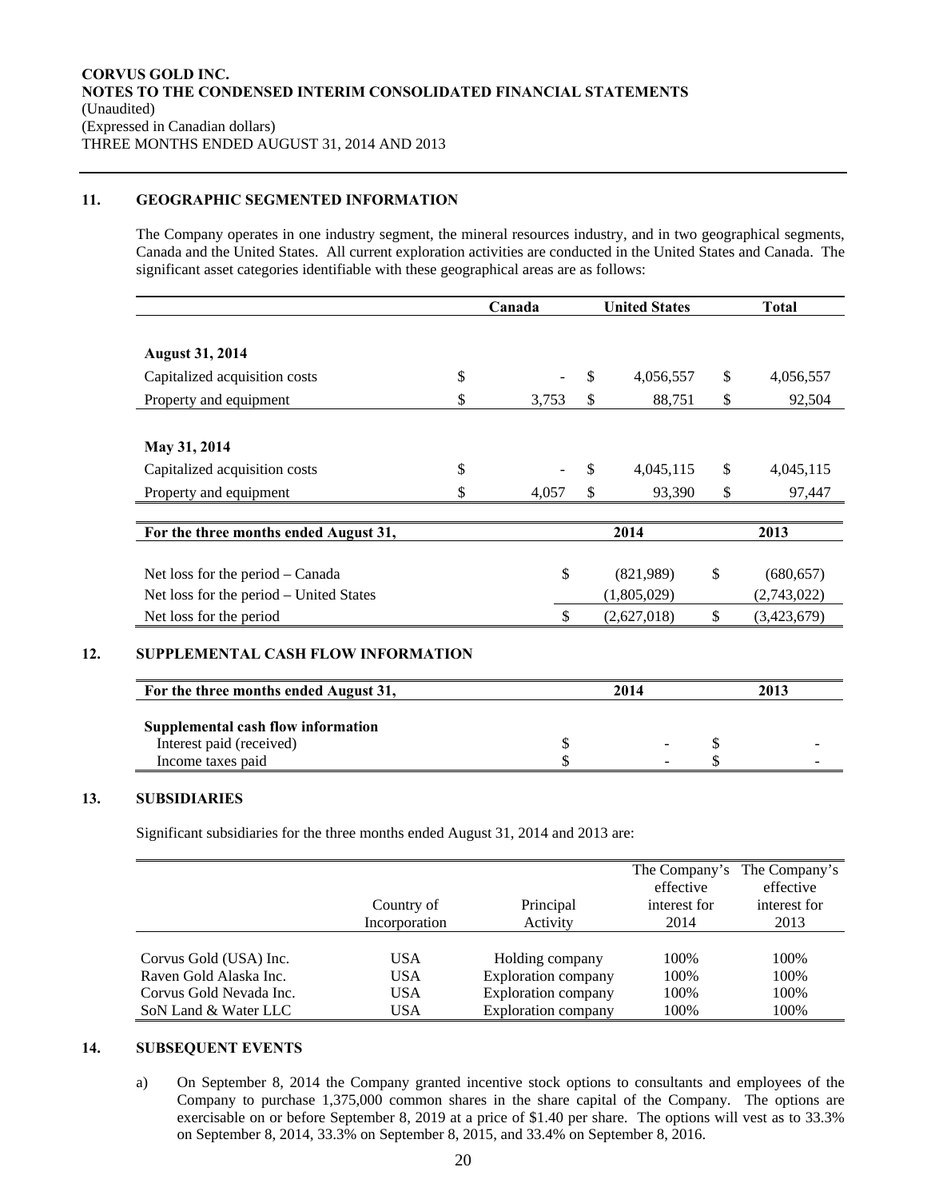**CORVUS GOLD INC.**
**NOTES TO THE CONDENSED INTERIM CONSOLIDATED FINANCIAL STATEMENTS**
(Unaudited)
(Expressed in Canadian dollars)
THREE MONTHS ENDED AUGUST 31, 2014 AND 2013

## 11. GEOGRAPHIC SEGMENTED INFORMATION

The Company operates in one industry segment, the mineral resources industry, and in two geographical segments, Canada and the United States. All current exploration activities are conducted in the United States and Canada. The significant asset categories identifiable with these geographical areas are as follows:

| | Canada | United States | Total |
|---|---|---|---|
| **August 31, 2014** | | | |
| Capitalized acquisition costs | $ - | $ 4,056,557 | $ 4,056,557 |
| Property and equipment | $ 3,753 | $ 88,751 | $ 92,504 |
| **May 31, 2014** | | | |
| Capitalized acquisition costs | $ - | $ 4,045,115 | $ 4,045,115 |
| Property and equipment | $ 4,057 | $ 93,390 | $ 97,447 |

| For the three months ended August 31, | 2014 | 2013 |
|---|---|---|
| Net loss for the period – Canada | $ (821,989) | $ (680,657) |
| Net loss for the period – United States | (1,805,029) | (2,743,022) |
| Net loss for the period | $ (2,627,018) | $ (3,423,679) |

## 12. SUPPLEMENTAL CASH FLOW INFORMATION

| For the three months ended August 31, | 2014 | 2013 |
|---|---|---|
| **Supplemental cash flow information** | | |
| Interest paid (received) | $ - | $ - |
| Income taxes paid | $ - | $ - |

## 13. SUBSIDIARIES

Significant subsidiaries for the three months ended August 31, 2014 and 2013 are:

| | Country of Incorporation | Principal Activity | The Company's effective interest for 2014 | The Company's effective interest for 2013 |
|---|---|---|---|---|
| Corvus Gold (USA) Inc. | USA | Holding company | 100% | 100% |
| Raven Gold Alaska Inc. | USA | Exploration company | 100% | 100% |
| Corvus Gold Nevada Inc. | USA | Exploration company | 100% | 100% |
| SoN Land & Water LLC | USA | Exploration company | 100% | 100% |

## 14. SUBSEQUENT EVENTS

a) On September 8, 2014 the Company granted incentive stock options to consultants and employees of the Company to purchase 1,375,000 common shares in the share capital of the Company. The options are exercisable on or before September 8, 2019 at a price of $1.40 per share. The options will vest as to 33.3% on September 8, 2014, 33.3% on September 8, 2015, and 33.4% on September 8, 2016.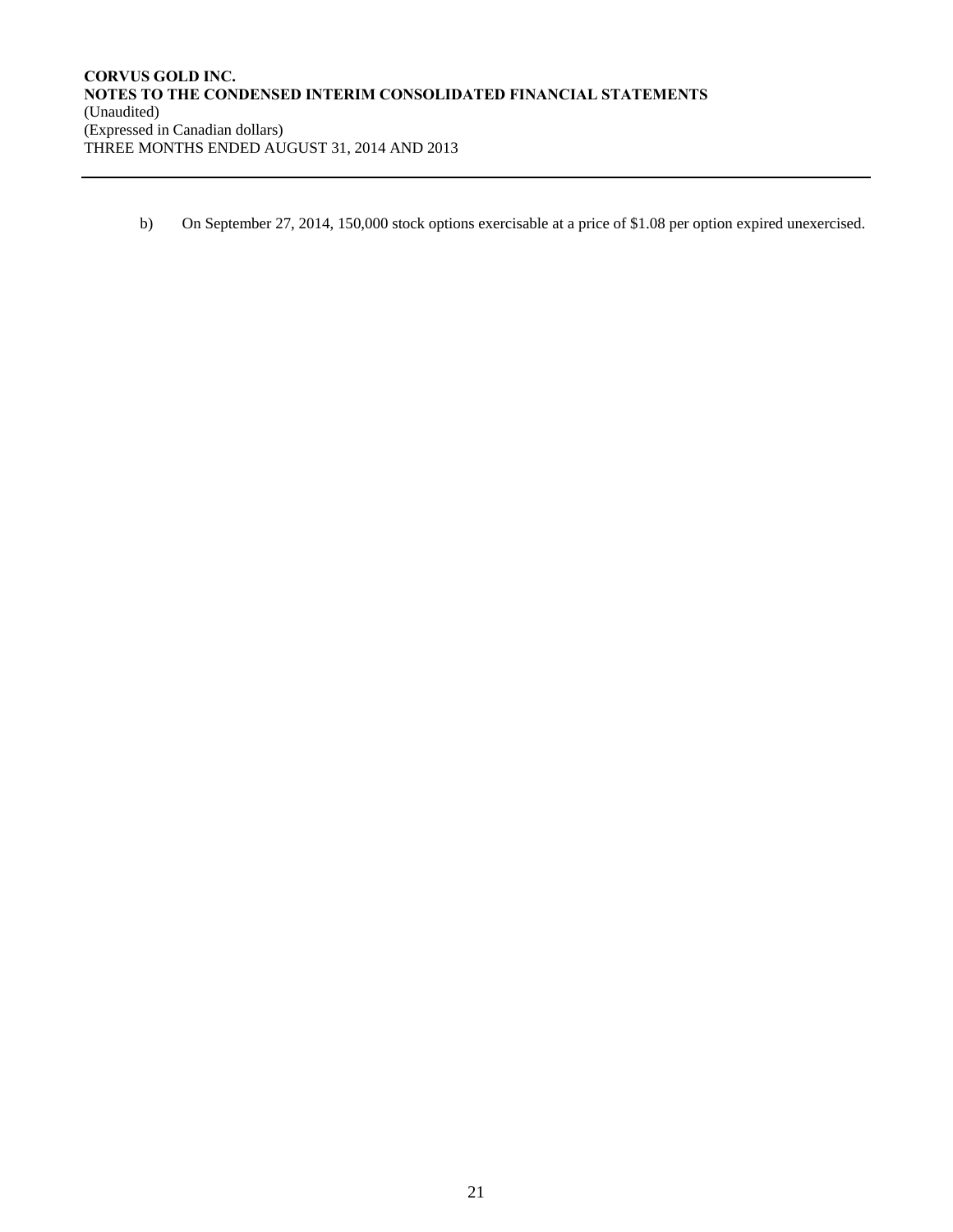b) On September 27, 2014, 150,000 stock options exercisable at a price of $1.08 per option expired unexercised.